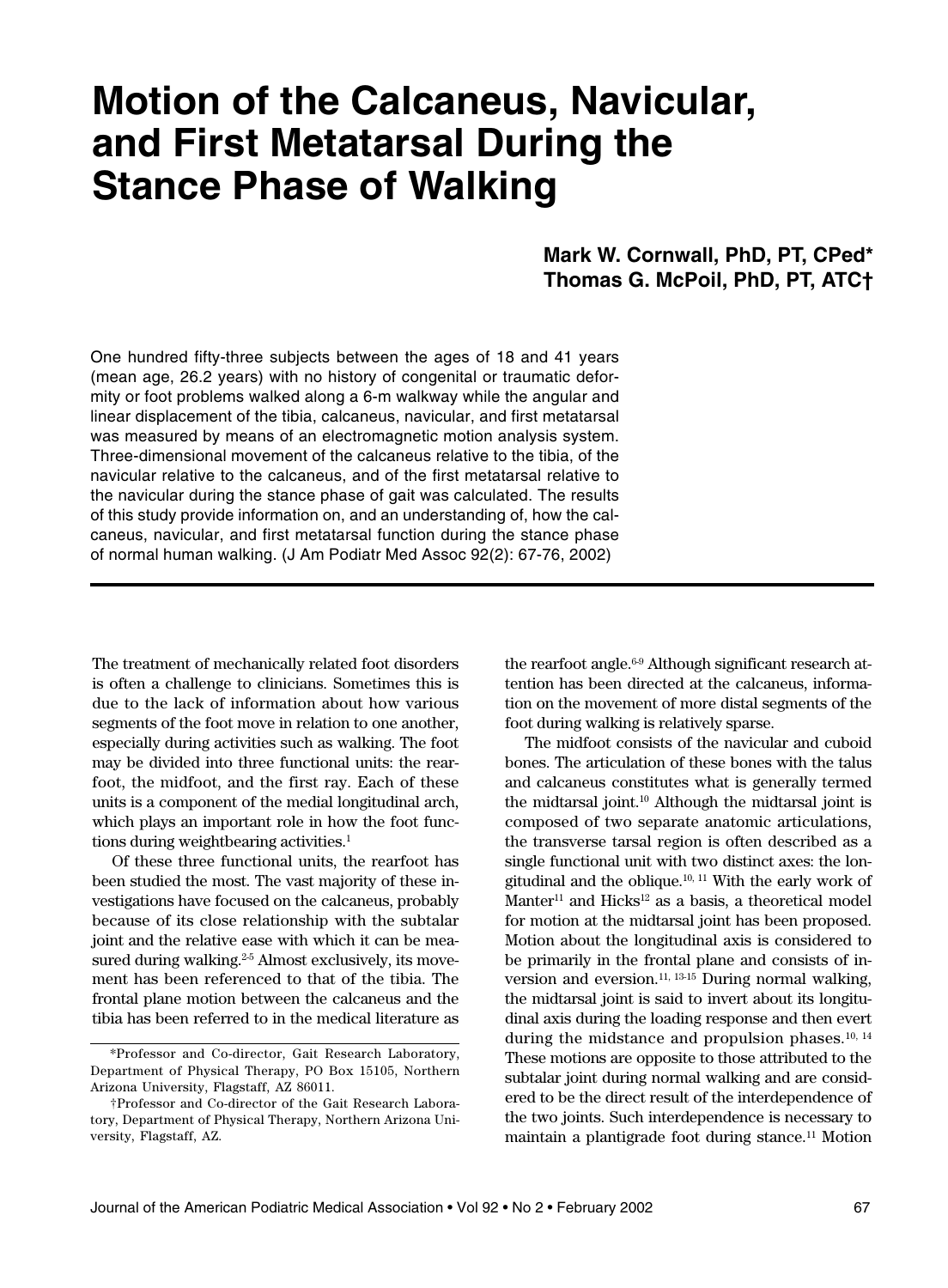# Motion of the Calcaneus, Navicular, and First Metatarsal During the Stance Phase of Walking

**Mark W. Cornwall, PhD, PT, CPed***
**Thomas G. McPoil, PhD, PT, ATC†**

One hundred fifty-three subjects between the ages of 18 and 41 years (mean age, 26.2 years) with no history of congenital or traumatic deformity or foot problems walked along a 6-m walkway while the angular and linear displacement of the tibia, calcaneus, navicular, and first metatarsal was measured by means of an electromagnetic motion analysis system. Three-dimensional movement of the calcaneus relative to the tibia, of the navicular relative to the calcaneus, and of the first metatarsal relative to the navicular during the stance phase of gait was calculated. The results of this study provide information on, and an understanding of, how the calcaneus, navicular, and first metatarsal function during the stance phase of normal human walking. (J Am Podiatr Med Assoc 92(2): 67-76, 2002)

---

The treatment of mechanically related foot disorders is often a challenge to clinicians. Sometimes this is due to the lack of information about how various segments of the foot move in relation to one another, especially during activities such as walking. The foot may be divided into three functional units: the rearfoot, the midfoot, and the first ray. Each of these units is a component of the medial longitudinal arch, which plays an important role in how the foot functions during weightbearing activities.[1]

Of these three functional units, the rearfoot has been studied the most. The vast majority of these investigations have focused on the calcaneus, probably because of its close relationship with the subtalar joint and the relative ease with which it can be measured during walking.[2-5] Almost exclusively, its movement has been referenced to that of the tibia. The frontal plane motion between the calcaneus and the tibia has been referred to in the medical literature as the rearfoot angle.[6-9] Although significant research attention has been directed at the calcaneus, information on the movement of more distal segments of the foot during walking is relatively sparse.

The midfoot consists of the navicular and cuboid bones. The articulation of these bones with the talus and calcaneus constitutes what is generally termed the midtarsal joint.[10] Although the midtarsal joint is composed of two separate anatomic articulations, the transverse tarsal region is often described as a single functional unit with two distinct axes: the longitudinal and the oblique.[10, 11] With the early work of Manter[11] and Hicks[12] as a basis, a theoretical model for motion at the midtarsal joint has been proposed. Motion about the longitudinal axis is considered to be primarily in the frontal plane and consists of inversion and eversion.[11, 13-15] During normal walking, the midtarsal joint is said to invert about its longitudinal axis during the loading response and then evert during the midstance and propulsion phases.[10, 14] These motions are opposite to those attributed to the subtalar joint during normal walking and are considered to be the direct result of the interdependence of the two joints. Such interdependence is necessary to maintain a plantigrade foot during stance.[11] Motion

*Professor and Co-director, Gait Research Laboratory, Department of Physical Therapy, PO Box 15105, Northern Arizona University, Flagstaff, AZ 86011.

†Professor and Co-director of the Gait Research Laboratory, Department of Physical Therapy, Northern Arizona University, Flagstaff, AZ.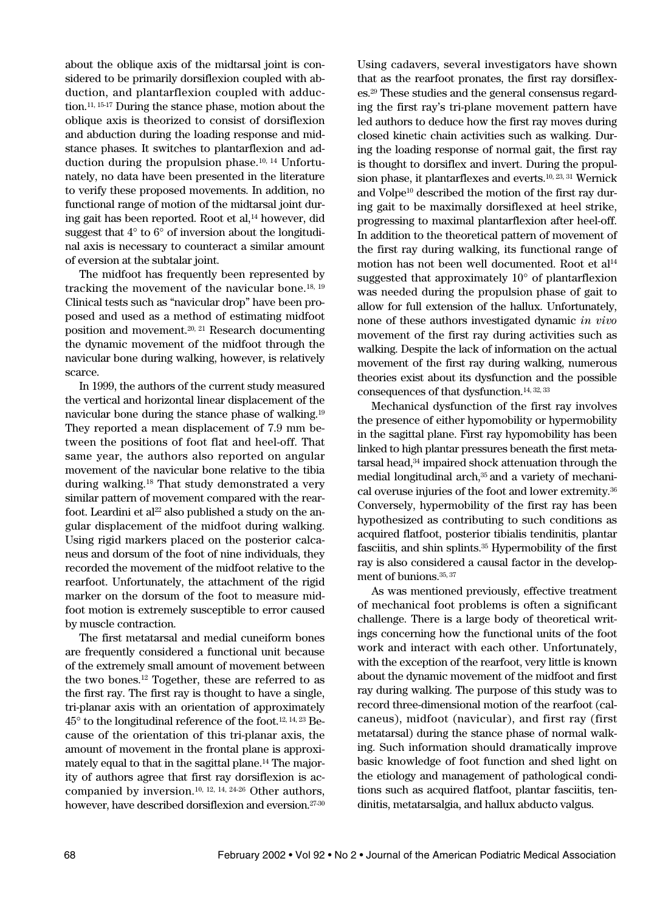about the oblique axis of the midtarsal joint is considered to be primarily dorsiflexion coupled with abduction, and plantarflexion coupled with adduction.[11, 15-17] During the stance phase, motion about the oblique axis is theorized to consist of dorsiflexion and abduction during the loading response and midstance phases. It switches to plantarflexion and adduction during the propulsion phase.[10, 14] Unfortunately, no data have been presented in the literature to verify these proposed movements. In addition, no functional range of motion of the midtarsal joint during gait has been reported. Root et al,[14] however, did suggest that 4° to 6° of inversion about the longitudinal axis is necessary to counteract a similar amount of eversion at the subtalar joint.

The midfoot has frequently been represented by tracking the movement of the navicular bone.[18, 19] Clinical tests such as "navicular drop" have been proposed and used as a method of estimating midfoot position and movement.[20, 21] Research documenting the dynamic movement of the midfoot through the navicular bone during walking, however, is relatively scarce.

In 1999, the authors of the current study measured the vertical and horizontal linear displacement of the navicular bone during the stance phase of walking.[19] They reported a mean displacement of 7.9 mm between the positions of foot flat and heel-off. That same year, the authors also reported on angular movement of the navicular bone relative to the tibia during walking.[18] That study demonstrated a very similar pattern of movement compared with the rearfoot. Leardini et al[22] also published a study on the angular displacement of the midfoot during walking. Using rigid markers placed on the posterior calcaneus and dorsum of the foot of nine individuals, they recorded the movement of the midfoot relative to the rearfoot. Unfortunately, the attachment of the rigid marker on the dorsum of the foot to measure midfoot motion is extremely susceptible to error caused by muscle contraction.

The first metatarsal and medial cuneiform bones are frequently considered a functional unit because of the extremely small amount of movement between the two bones.[12] Together, these are referred to as the first ray. The first ray is thought to have a single, tri-planar axis with an orientation of approximately 45° to the longitudinal reference of the foot.[12, 14, 23] Because of the orientation of this tri-planar axis, the amount of movement in the frontal plane is approximately equal to that in the sagittal plane.[14] The majority of authors agree that first ray dorsiflexion is accompanied by inversion.[10, 12, 14, 24-26] Other authors, however, have described dorsiflexion and eversion.[27-30]

Using cadavers, several investigators have shown that as the rearfoot pronates, the first ray dorsiflexes.[29] These studies and the general consensus regarding the first ray's tri-plane movement pattern have led authors to deduce how the first ray moves during closed kinetic chain activities such as walking. During the loading response of normal gait, the first ray is thought to dorsiflex and invert. During the propulsion phase, it plantarflexes and everts.[10, 23, 31] Wernick and Volpe[10] described the motion of the first ray during gait to be maximally dorsiflexed at heel strike, progressing to maximal plantarflexion after heel-off. In addition to the theoretical pattern of movement of the first ray during walking, its functional range of motion has not been well documented. Root et al[14] suggested that approximately 10° of plantarflexion was needed during the propulsion phase of gait to allow for full extension of the hallux. Unfortunately, none of these authors investigated dynamic *in vivo* movement of the first ray during activities such as walking. Despite the lack of information on the actual movement of the first ray during walking, numerous theories exist about its dysfunction and the possible consequences of that dysfunction.[14, 32, 33]

Mechanical dysfunction of the first ray involves the presence of either hypomobility or hypermobility in the sagittal plane. First ray hypomobility has been linked to high plantar pressures beneath the first metatarsal head,[34] impaired shock attenuation through the medial longitudinal arch,[35] and a variety of mechanical overuse injuries of the foot and lower extremity.[36] Conversely, hypermobility of the first ray has been hypothesized as contributing to such conditions as acquired flatfoot, posterior tibialis tendinitis, plantar fasciitis, and shin splints.[35] Hypermobility of the first ray is also considered a causal factor in the development of bunions.[35, 37]

As was mentioned previously, effective treatment of mechanical foot problems is often a significant challenge. There is a large body of theoretical writings concerning how the functional units of the foot work and interact with each other. Unfortunately, with the exception of the rearfoot, very little is known about the dynamic movement of the midfoot and first ray during walking. The purpose of this study was to record three-dimensional motion of the rearfoot (calcaneus), midfoot (navicular), and first ray (first metatarsal) during the stance phase of normal walking. Such information should dramatically improve basic knowledge of foot function and shed light on the etiology and management of pathological conditions such as acquired flatfoot, plantar fasciitis, tendinitis, metatarsalgia, and hallux abducto valgus.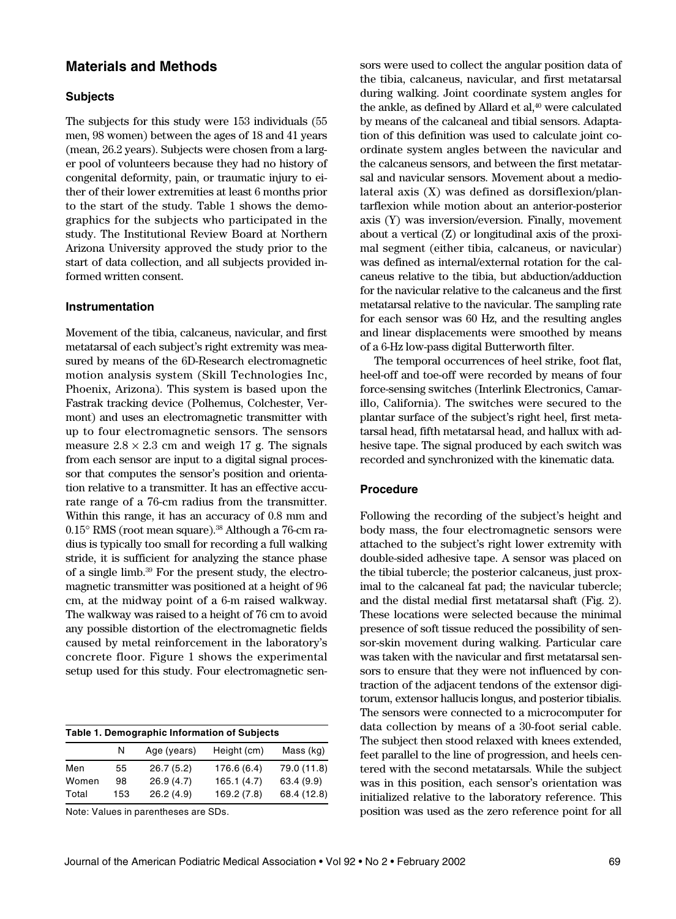## Materials and Methods

### Subjects

The subjects for this study were 153 individuals (55 men, 98 women) between the ages of 18 and 41 years (mean, 26.2 years). Subjects were chosen from a larger pool of volunteers because they had no history of congenital deformity, pain, or traumatic injury to either of their lower extremities at least 6 months prior to the start of the study. Table 1 shows the demographics for the subjects who participated in the study. The Institutional Review Board at Northern Arizona University approved the study prior to the start of data collection, and all subjects provided informed written consent.

### Instrumentation

Movement of the tibia, calcaneus, navicular, and first metatarsal of each subject's right extremity was measured by means of the 6D-Research electromagnetic motion analysis system (Skill Technologies Inc, Phoenix, Arizona). This system is based upon the Fastrak tracking device (Polhemus, Colchester, Vermont) and uses an electromagnetic transmitter with up to four electromagnetic sensors. The sensors measure 2.8 × 2.3 cm and weigh 17 g. The signals from each sensor are input to a digital signal processor that computes the sensor's position and orientation relative to a transmitter. It has an effective accurate range of a 76-cm radius from the transmitter. Within this range, it has an accuracy of 0.8 mm and 0.15° RMS (root mean square).[38] Although a 76-cm radius is typically too small for recording a full walking stride, it is sufficient for analyzing the stance phase of a single limb.[39] For the present study, the electromagnetic transmitter was positioned at a height of 96 cm, at the midway point of a 6-m raised walkway. The walkway was raised to a height of 76 cm to avoid any possible distortion of the electromagnetic fields caused by metal reinforcement in the laboratory's concrete floor. Figure 1 shows the experimental setup used for this study. Four electromagnetic sensors were used to collect the angular position data of the tibia, calcaneus, navicular, and first metatarsal during walking. Joint coordinate system angles for the ankle, as defined by Allard et al,[40] were calculated by means of the calcaneal and tibial sensors. Adaptation of this definition was used to calculate joint coordinate system angles between the navicular and the calcaneus sensors, and between the first metatarsal and navicular sensors. Movement about a mediolateral axis (X) was defined as dorsiflexion/plantarflexion while motion about an anterior-posterior axis (Y) was inversion/eversion. Finally, movement about a vertical (Z) or longitudinal axis of the proximal segment (either tibia, calcaneus, or navicular) was defined as internal/external rotation for the calcaneus relative to the tibia, but abduction/adduction for the navicular relative to the calcaneus and the first metatarsal relative to the navicular. The sampling rate for each sensor was 60 Hz, and the resulting angles and linear displacements were smoothed by means of a 6-Hz low-pass digital Butterworth filter.

The temporal occurrences of heel strike, foot flat, heel-off and toe-off were recorded by means of four force-sensing switches (Interlink Electronics, Camarillo, California). The switches were secured to the plantar surface of the subject's right heel, first metatarsal head, fifth metatarsal head, and hallux with adhesive tape. The signal produced by each switch was recorded and synchronized with the kinematic data.

**Table 1. Demographic Information of Subjects**

| | N | Age (years) | Height (cm) | Mass (kg) |
|---|---|---|---|---|
| Men | 55 | 26.7 (5.2) | 176.6 (6.4) | 79.0 (11.8) |
| Women | 98 | 26.9 (4.7) | 165.1 (4.7) | 63.4 (9.9) |
| Total | 153 | 26.2 (4.9) | 169.2 (7.8) | 68.4 (12.8) |

Note: Values in parentheses are SDs.

### Procedure

Following the recording of the subject's height and body mass, the four electromagnetic sensors were attached to the subject's right lower extremity with double-sided adhesive tape. A sensor was placed on the tibial tubercle; the posterior calcaneus, just proximal to the calcaneal fat pad; the navicular tubercle; and the distal medial first metatarsal shaft (Fig. 2). These locations were selected because the minimal presence of soft tissue reduced the possibility of sensor-skin movement during walking. Particular care was taken with the navicular and first metatarsal sensors to ensure that they were not influenced by contraction of the adjacent tendons of the extensor digitorum, extensor hallucis longus, and posterior tibialis. The sensors were connected to a microcomputer for data collection by means of a 30-foot serial cable. The subject then stood relaxed with knees extended, feet parallel to the line of progression, and heels centered with the second metatarsals. While the subject was in this position, each sensor's orientation was initialized relative to the laboratory reference. This position was used as the zero reference point for all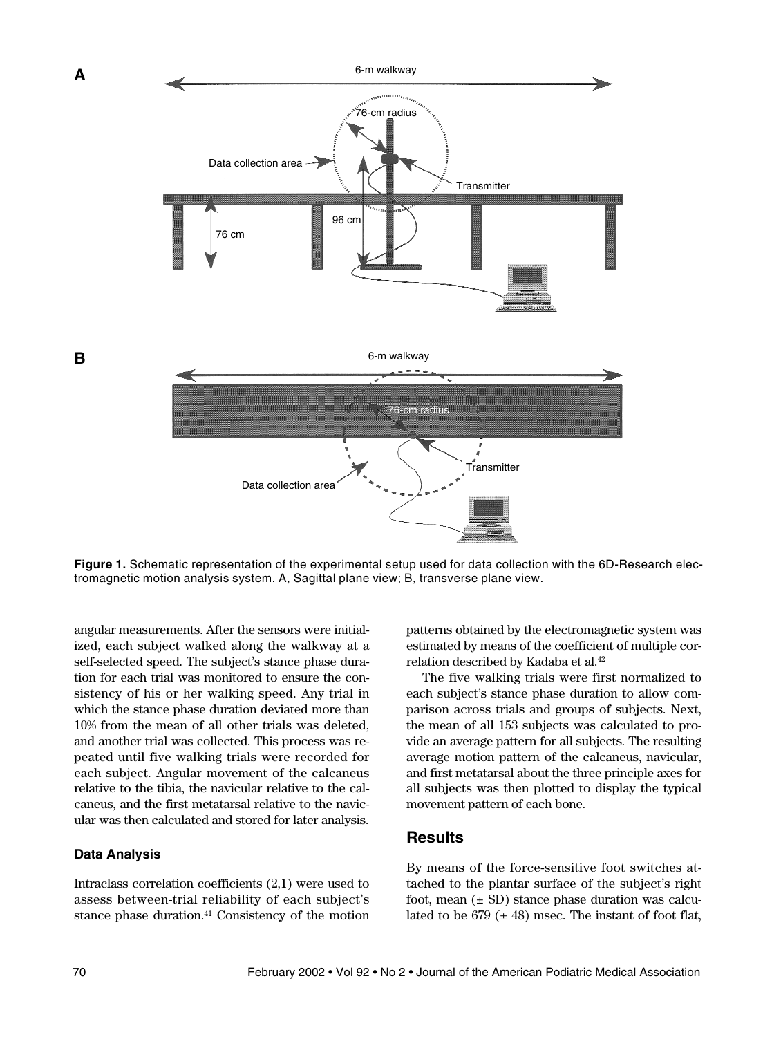**Figure 1.** Schematic representation of the experimental setup used for data collection with the 6D-Research electromagnetic motion analysis system. A, Sagittal plane view; B, transverse plane view.

angular measurements. After the sensors were initialized, each subject walked along the walkway at a self-selected speed. The subject's stance phase duration for each trial was monitored to ensure the consistency of his or her walking speed. Any trial in which the stance phase duration deviated more than 10% from the mean of all other trials was deleted, and another trial was collected. This process was repeated until five walking trials were recorded for each subject. Angular movement of the calcaneus relative to the tibia, the navicular relative to the calcaneus, and the first metatarsal relative to the navicular was then calculated and stored for later analysis.

### Data Analysis

Intraclass correlation coefficients (2,1) were used to assess between-trial reliability of each subject's stance phase duration.[41] Consistency of the motion patterns obtained by the electromagnetic system was estimated by means of the coefficient of multiple correlation described by Kadaba et al.[42]

The five walking trials were first normalized to each subject's stance phase duration to allow comparison across trials and groups of subjects. Next, the mean of all 153 subjects was calculated to provide an average pattern for all subjects. The resulting average motion pattern of the calcaneus, navicular, and first metatarsal about the three principle axes for all subjects was then plotted to display the typical movement pattern of each bone.

## Results

By means of the force-sensitive foot switches attached to the plantar surface of the subject's right foot, mean (± SD) stance phase duration was calculated to be 679 (± 48) msec. The instant of foot flat,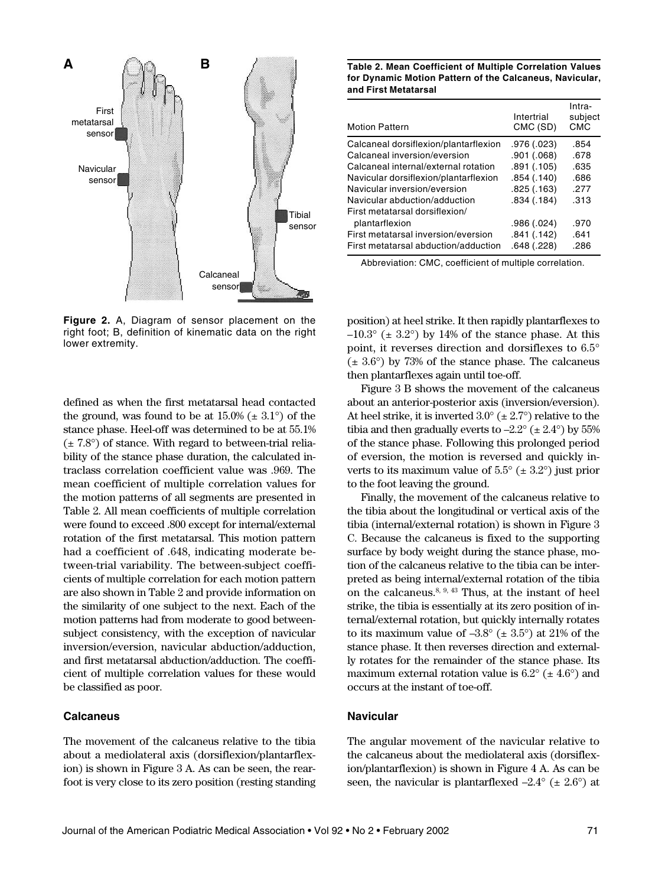Figure 2. A, Diagram of sensor placement on the right foot; B, definition of kinematic data on the right lower extremity.

defined as when the first metatarsal head contacted the ground, was found to be at 15.0% (± 3.1°) of the stance phase. Heel-off was determined to be at 55.1% (± 7.8°) of stance. With regard to between-trial reliability of the stance phase duration, the calculated intraclass correlation coefficient value was .969. The mean coefficient of multiple correlation values for the motion patterns of all segments are presented in Table 2. All mean coefficients of multiple correlation were found to exceed .800 except for internal/external rotation of the first metatarsal. This motion pattern had a coefficient of .648, indicating moderate between-trial variability. The between-subject coefficients of multiple correlation for each motion pattern are also shown in Table 2 and provide information on the similarity of one subject to the next. Each of the motion patterns had from moderate to good between-subject consistency, with the exception of navicular inversion/eversion, navicular abduction/adduction, and first metatarsal abduction/adduction. The coefficient of multiple correlation values for these would be classified as poor.

### Calcaneus

The movement of the calcaneus relative to the tibia about a mediolateral axis (dorsiflexion/plantarflexion) is shown in Figure 3 A. As can be seen, the rearfoot is very close to its zero position (resting standing position) at heel strike. It then rapidly plantarflexes to –10.3° (± 3.2°) by 14% of the stance phase. At this point, it reverses direction and dorsiflexes to 6.5° (± 3.6°) by 73% of the stance phase. The calcaneus then plantarflexes again until toe-off.

Figure 3 B shows the movement of the calcaneus about an anterior-posterior axis (inversion/eversion). At heel strike, it is inverted 3.0° (± 2.7°) relative to the tibia and then gradually everts to –2.2° (± 2.4°) by 55% of the stance phase. Following this prolonged period of eversion, the motion is reversed and quickly inverts to its maximum value of 5.5° (± 3.2°) just prior to the foot leaving the ground.

Finally, the movement of the calcaneus relative to the tibia about the longitudinal or vertical axis of the tibia (internal/external rotation) is shown in Figure 3 C. Because the calcaneus is fixed to the supporting surface by body weight during the stance phase, motion of the calcaneus relative to the tibia can be interpreted as being internal/external rotation of the tibia on the calcaneus.[8, 9, 43] Thus, at the instant of heel strike, the tibia is essentially at its zero position of internal/external rotation, but quickly internally rotates to its maximum value of –3.8° (± 3.5°) at 21% of the stance phase. It then reverses direction and externally rotates for the remainder of the stance phase. Its maximum external rotation value is 6.2° (± 4.6°) and occurs at the instant of toe-off.

**Table 2. Mean Coefficient of Multiple Correlation Values for Dynamic Motion Pattern of the Calcaneus, Navicular, and First Metatarsal**

| Motion Pattern | Intertrial CMC (SD) | Intra-subject CMC |
|---|---|---|
| Calcaneal dorsiflexion/plantarflexion | .976 (.023) | .854 |
| Calcaneal inversion/eversion | .901 (.068) | .678 |
| Calcaneal internal/external rotation | .891 (.105) | .635 |
| Navicular dorsiflexion/plantarflexion | .854 (.140) | .686 |
| Navicular inversion/eversion | .825 (.163) | .277 |
| Navicular abduction/adduction | .834 (.184) | .313 |
| First metatarsal dorsiflexion/ plantarflexion | .986 (.024) | .970 |
| First metatarsal inversion/eversion | .841 (.142) | .641 |
| First metatarsal abduction/adduction | .648 (.228) | .286 |

Abbreviation: CMC, coefficient of multiple correlation.

### Navicular

The angular movement of the navicular relative to the calcaneus about the mediolateral axis (dorsiflexion/plantarflexion) is shown in Figure 4 A. As can be seen, the navicular is plantarflexed –2.4° (± 2.6°) at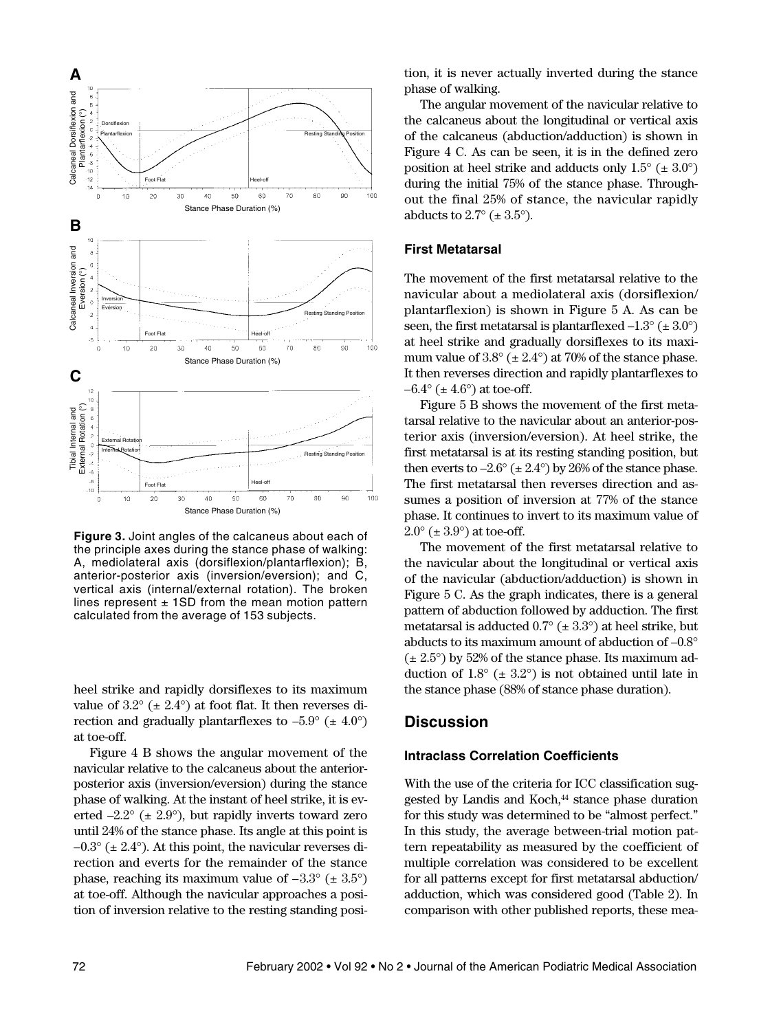**Figure 3.** Joint angles of the calcaneus about each of the principle axes during the stance phase of walking: A, mediolateral axis (dorsiflexion/plantarflexion); B, anterior-posterior axis (inversion/eversion); and C, vertical axis (internal/external rotation). The broken lines represent ± 1SD from the mean motion pattern calculated from the average of 153 subjects.

heel strike and rapidly dorsiflexes to its maximum value of 3.2° (± 2.4°) at foot flat. It then reverses direction and gradually plantarflexes to –5.9° (± 4.0°) at toe-off.

Figure 4 B shows the angular movement of the navicular relative to the calcaneus about the anterior-posterior axis (inversion/eversion) during the stance phase of walking. At the instant of heel strike, it is everted –2.2° (± 2.9°), but rapidly inverts toward zero until 24% of the stance phase. Its angle at this point is –0.3° (± 2.4°). At this point, the navicular reverses direction and everts for the remainder of the stance phase, reaching its maximum value of –3.3° (± 3.5°) at toe-off. Although the navicular approaches a position of inversion relative to the resting standing position, it is never actually inverted during the stance phase of walking.

The angular movement of the navicular relative to the calcaneus about the longitudinal or vertical axis of the calcaneus (abduction/adduction) is shown in Figure 4 C. As can be seen, it is in the defined zero position at heel strike and adducts only 1.5° (± 3.0°) during the initial 75% of the stance phase. Throughout the final 25% of stance, the navicular rapidly abducts to 2.7° (± 3.5°).

### First Metatarsal

The movement of the first metatarsal relative to the navicular about a mediolateral axis (dorsiflexion/plantarflexion) is shown in Figure 5 A. As can be seen, the first metatarsal is plantarflexed –1.3° (± 3.0°) at heel strike and gradually dorsiflexes to its maximum value of 3.8° (± 2.4°) at 70% of the stance phase. It then reverses direction and rapidly plantarflexes to –6.4° (± 4.6°) at toe-off.

Figure 5 B shows the movement of the first metatarsal relative to the navicular about an anterior-posterior axis (inversion/eversion). At heel strike, the first metatarsal is at its resting standing position, but then everts to –2.6° (± 2.4°) by 26% of the stance phase. The first metatarsal then reverses direction and assumes a position of inversion at 77% of the stance phase. It continues to invert to its maximum value of 2.0° (± 3.9°) at toe-off.

The movement of the first metatarsal relative to the navicular about the longitudinal or vertical axis of the navicular (abduction/adduction) is shown in Figure 5 C. As the graph indicates, there is a general pattern of abduction followed by adduction. The first metatarsal is adducted 0.7° (± 3.3°) at heel strike, but abducts to its maximum amount of abduction of –0.8° (± 2.5°) by 52% of the stance phase. Its maximum adduction of 1.8° (± 3.2°) is not obtained until late in the stance phase (88% of stance phase duration).

## Discussion

### Intraclass Correlation Coefficients

With the use of the criteria for ICC classification suggested by Landis and Koch,[44] stance phase duration for this study was determined to be "almost perfect." In this study, the average between-trial motion pattern repeatability as measured by the coefficient of multiple correlation was considered to be excellent for all patterns except for first metatarsal abduction/adduction, which was considered good (Table 2). In comparison with other published reports, these mea-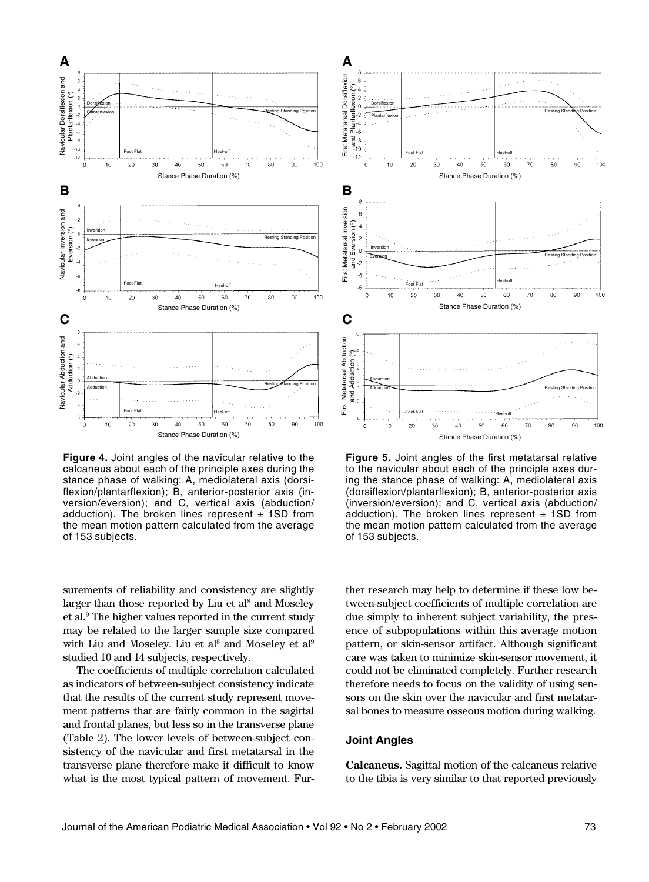**Figure 4.** Joint angles of the navicular relative to the calcaneus about each of the principle axes during the stance phase of walking: A, mediolateral axis (dorsiflexion/plantarflexion); B, anterior-posterior axis (inversion/eversion); and C, vertical axis (abduction/adduction). The broken lines represent ± 1SD from the mean motion pattern calculated from the average of 153 subjects.

**Figure 5.** Joint angles of the first metatarsal relative to the navicular about each of the principle axes during the stance phase of walking: A, mediolateral axis (dorsiflexion/plantarflexion); B, anterior-posterior axis (inversion/eversion); and C, vertical axis (abduction/adduction). The broken lines represent ± 1SD from the mean motion pattern calculated from the average of 153 subjects.

surements of reliability and consistency are slightly larger than those reported by Liu et al[8] and Moseley et al.[9] The higher values reported in the current study may be related to the larger sample size compared with Liu and Moseley. Liu et al[8] and Moseley et al[9] studied 10 and 14 subjects, respectively.

The coefficients of multiple correlation calculated as indicators of between-subject consistency indicate that the results of the current study represent movement patterns that are fairly common in the sagittal and frontal planes, but less so in the transverse plane (Table 2). The lower levels of between-subject consistency of the navicular and first metatarsal in the transverse plane therefore make it difficult to know what is the most typical pattern of movement. Further research may help to determine if these low between-subject coefficients of multiple correlation are due simply to inherent subject variability, the presence of subpopulations within this average motion pattern, or skin-sensor artifact. Although significant care was taken to minimize skin-sensor movement, it could not be eliminated completely. Further research therefore needs to focus on the validity of using sensors on the skin over the navicular and first metatarsal bones to measure osseous motion during walking.

### Joint Angles

**Calcaneus.** Sagittal motion of the calcaneus relative to the tibia is very similar to that reported previously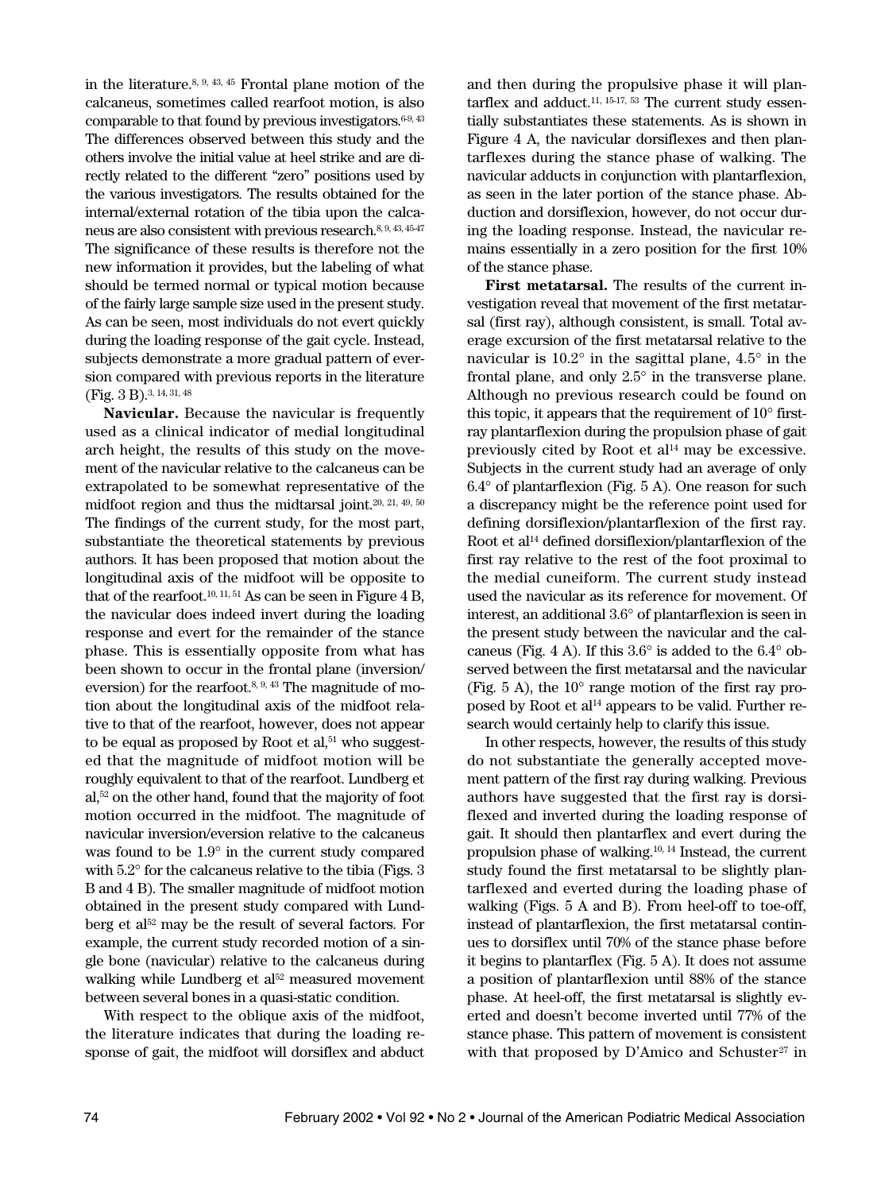in the literature.[8, 9, 43, 45] Frontal plane motion of the calcaneus, sometimes called rearfoot motion, is also comparable to that found by previous investigators.[6-9, 43] The differences observed between this study and the others involve the initial value at heel strike and are directly related to the different "zero" positions used by the various investigators. The results obtained for the internal/external rotation of the tibia upon the calcaneus are also consistent with previous research.[8, 9, 43, 45-47] The significance of these results is therefore not the new information it provides, but the labeling of what should be termed normal or typical motion because of the fairly large sample size used in the present study. As can be seen, most individuals do not evert quickly during the loading response of the gait cycle. Instead, subjects demonstrate a more gradual pattern of eversion compared with previous reports in the literature (Fig. 3 B).[3, 14, 31, 48]

**Navicular.** Because the navicular is frequently used as a clinical indicator of medial longitudinal arch height, the results of this study on the movement of the navicular relative to the calcaneus can be extrapolated to be somewhat representative of the midfoot region and thus the midtarsal joint.[20, 21, 49, 50] The findings of the current study, for the most part, substantiate the theoretical statements by previous authors. It has been proposed that motion about the longitudinal axis of the midfoot will be opposite to that of the rearfoot.[10, 11, 51] As can be seen in Figure 4 B, the navicular does indeed invert during the loading response and evert for the remainder of the stance phase. This is essentially opposite from what has been shown to occur in the frontal plane (inversion/eversion) for the rearfoot.[8, 9, 43] The magnitude of motion about the longitudinal axis of the midfoot relative to that of the rearfoot, however, does not appear to be equal as proposed by Root et al,[51] who suggested that the magnitude of midfoot motion will be roughly equivalent to that of the rearfoot. Lundberg et al,[52] on the other hand, found that the majority of foot motion occurred in the midfoot. The magnitude of navicular inversion/eversion relative to the calcaneus was found to be 1.9° in the current study compared with 5.2° for the calcaneus relative to the tibia (Figs. 3 B and 4 B). The smaller magnitude of midfoot motion obtained in the present study compared with Lundberg et al[52] may be the result of several factors. For example, the current study recorded motion of a single bone (navicular) relative to the calcaneus during walking while Lundberg et al[52] measured movement between several bones in a quasi-static condition.

With respect to the oblique axis of the midfoot, the literature indicates that during the loading response of gait, the midfoot will dorsiflex and abduct and then during the propulsive phase it will plantarflex and adduct.[11, 15-17, 53] The current study essentially substantiates these statements. As is shown in Figure 4 A, the navicular dorsiflexes and then plantarflexes during the stance phase of walking. The navicular adducts in conjunction with plantarflexion, as seen in the later portion of the stance phase. Abduction and dorsiflexion, however, do not occur during the loading response. Instead, the navicular remains essentially in a zero position for the first 10% of the stance phase.

**First metatarsal.** The results of the current investigation reveal that movement of the first metatarsal (first ray), although consistent, is small. Total average excursion of the first metatarsal relative to the navicular is 10.2° in the sagittal plane, 4.5° in the frontal plane, and only 2.5° in the transverse plane. Although no previous research could be found on this topic, it appears that the requirement of 10° first-ray plantarflexion during the propulsion phase of gait previously cited by Root et al[14] may be excessive. Subjects in the current study had an average of only 6.4° of plantarflexion (Fig. 5 A). One reason for such a discrepancy might be the reference point used for defining dorsiflexion/plantarflexion of the first ray. Root et al[14] defined dorsiflexion/plantarflexion of the first ray relative to the rest of the foot proximal to the medial cuneiform. The current study instead used the navicular as its reference for movement. Of interest, an additional 3.6° of plantarflexion is seen in the present study between the navicular and the calcaneus (Fig. 4 A). If this 3.6° is added to the 6.4° observed between the first metatarsal and the navicular (Fig. 5 A), the 10° range motion of the first ray proposed by Root et al[14] appears to be valid. Further research would certainly help to clarify this issue.

In other respects, however, the results of this study do not substantiate the generally accepted movement pattern of the first ray during walking. Previous authors have suggested that the first ray is dorsiflexed and inverted during the loading response of gait. It should then plantarflex and evert during the propulsion phase of walking.[10, 14] Instead, the current study found the first metatarsal to be slightly plantarflexed and everted during the loading phase of walking (Figs. 5 A and B). From heel-off to toe-off, instead of plantarflexion, the first metatarsal continues to dorsiflex until 70% of the stance phase before it begins to plantarflex (Fig. 5 A). It does not assume a position of plantarflexion until 88% of the stance phase. At heel-off, the first metatarsal is slightly everted and doesn't become inverted until 77% of the stance phase. This pattern of movement is consistent with that proposed by D'Amico and Schuster[27] in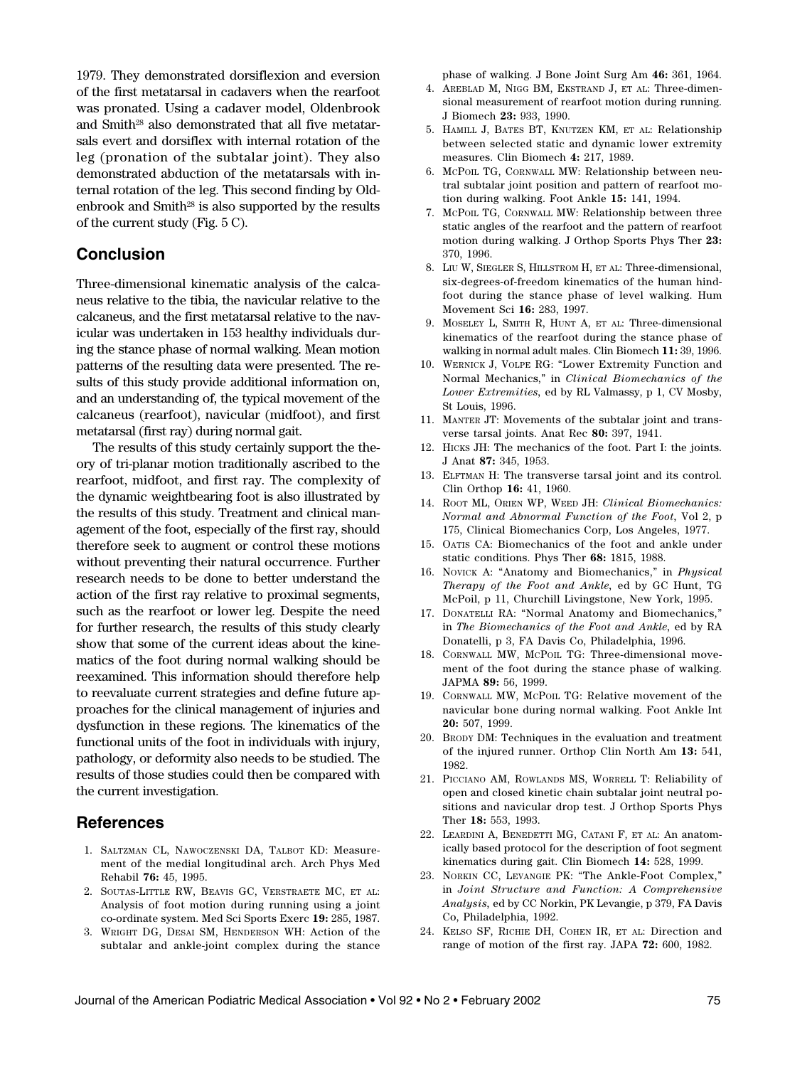1979. They demonstrated dorsiflexion and eversion of the first metatarsal in cadavers when the rearfoot was pronated. Using a cadaver model, Oldenbrook and Smith[28] also demonstrated that all five metatarsals evert and dorsiflex with internal rotation of the leg (pronation of the subtalar joint). They also demonstrated abduction of the metatarsals with internal rotation of the leg. This second finding by Oldenbrook and Smith[28] is also supported by the results of the current study (Fig. 5 C).

## Conclusion

Three-dimensional kinematic analysis of the calcaneus relative to the tibia, the navicular relative to the calcaneus, and the first metatarsal relative to the navicular was undertaken in 153 healthy individuals during the stance phase of normal walking. Mean motion patterns of the resulting data were presented. The results of this study provide additional information on, and an understanding of, the typical movement of the calcaneus (rearfoot), navicular (midfoot), and first metatarsal (first ray) during normal gait.

The results of this study certainly support the theory of tri-planar motion traditionally ascribed to the rearfoot, midfoot, and first ray. The complexity of the dynamic weightbearing foot is also illustrated by the results of this study. Treatment and clinical management of the foot, especially of the first ray, should therefore seek to augment or control these motions without preventing their natural occurrence. Further research needs to be done to better understand the action of the first ray relative to proximal segments, such as the rearfoot or lower leg. Despite the need for further research, the results of this study clearly show that some of the current ideas about the kinematics of the foot during normal walking should be reexamined. This information should therefore help to reevaluate current strategies and define future approaches for the clinical management of injuries and dysfunction in these regions. The kinematics of the functional units of the foot in individuals with injury, pathology, or deformity also needs to be studied. The results of those studies could then be compared with the current investigation.

## References

1. Saltzman CL, Nawoczenski DA, Talbot KD: Measurement of the medial longitudinal arch. Arch Phys Med Rehabil **76:** 45, 1995.
2. Soutas-Little RW, Beavis GC, Verstraete MC, et al: Analysis of foot motion during running using a joint co-ordinate system. Med Sci Sports Exerc **19:** 285, 1987.
3. Wright DG, Desai SM, Henderson WH: Action of the subtalar and ankle-joint complex during the stance phase of walking. J Bone Joint Surg Am **46:** 361, 1964.
4. Areblad M, Nigg BM, Ekstrand J, et al: Three-dimensional measurement of rearfoot motion during running. J Biomech **23:** 933, 1990.
5. Hamill J, Bates BT, Knutzen KM, et al: Relationship between selected static and dynamic lower extremity measures. Clin Biomech **4:** 217, 1989.
6. McPoil TG, Cornwall MW: Relationship between neutral subtalar joint position and pattern of rearfoot motion during walking. Foot Ankle **15:** 141, 1994.
7. McPoil TG, Cornwall MW: Relationship between three static angles of the rearfoot and the pattern of rearfoot motion during walking. J Orthop Sports Phys Ther **23:** 370, 1996.
8. Liu W, Siegler S, Hillstrom H, et al: Three-dimensional, six-degrees-of-freedom kinematics of the human hindfoot during the stance phase of level walking. Hum Movement Sci **16:** 283, 1997.
9. Moseley L, Smith R, Hunt A, et al: Three-dimensional kinematics of the rearfoot during the stance phase of walking in normal adult males. Clin Biomech **11:** 39, 1996.
10. Wernick J, Volpe RG: "Lower Extremity Function and Normal Mechanics," in *Clinical Biomechanics of the Lower Extremities*, ed by RL Valmassy, p 1, CV Mosby, St Louis, 1996.
11. Manter JT: Movements of the subtalar joint and transverse tarsal joints. Anat Rec **80:** 397, 1941.
12. Hicks JH: The mechanics of the foot. Part I: the joints. J Anat **87:** 345, 1953.
13. Elftman H: The transverse tarsal joint and its control. Clin Orthop **16:** 41, 1960.
14. Root ML, Orien WP, Weed JH: *Clinical Biomechanics: Normal and Abnormal Function of the Foot*, Vol 2, p 175, Clinical Biomechanics Corp, Los Angeles, 1977.
15. Oatis CA: Biomechanics of the foot and ankle under static conditions. Phys Ther **68:** 1815, 1988.
16. Novick A: "Anatomy and Biomechanics," in *Physical Therapy of the Foot and Ankle*, ed by GC Hunt, TG McPoil, p 11, Churchill Livingstone, New York, 1995.
17. Donatelli RA: "Normal Anatomy and Biomechanics," in *The Biomechanics of the Foot and Ankle*, ed by RA Donatelli, p 3, FA Davis Co, Philadelphia, 1996.
18. Cornwall MW, McPoil TG: Three-dimensional movement of the foot during the stance phase of walking. JAPMA **89:** 56, 1999.
19. Cornwall MW, McPoil TG: Relative movement of the navicular bone during normal walking. Foot Ankle Int **20:** 507, 1999.
20. Brody DM: Techniques in the evaluation and treatment of the injured runner. Orthop Clin North Am **13:** 541, 1982.
21. Picciano AM, Rowlands MS, Worrell T: Reliability of open and closed kinetic chain subtalar joint neutral positions and navicular drop test. J Orthop Sports Phys Ther **18:** 553, 1993.
22. Leardini A, Benedetti MG, Catani F, et al: An anatomically based protocol for the description of foot segment kinematics during gait. Clin Biomech **14:** 528, 1999.
23. Norkin CC, Levangie PK: "The Ankle-Foot Complex," in *Joint Structure and Function: A Comprehensive Analysis*, ed by CC Norkin, PK Levangie, p 379, FA Davis Co, Philadelphia, 1992.
24. Kelso SF, Richie DH, Cohen IR, et al: Direction and range of motion of the first ray. JAPA **72:** 600, 1982.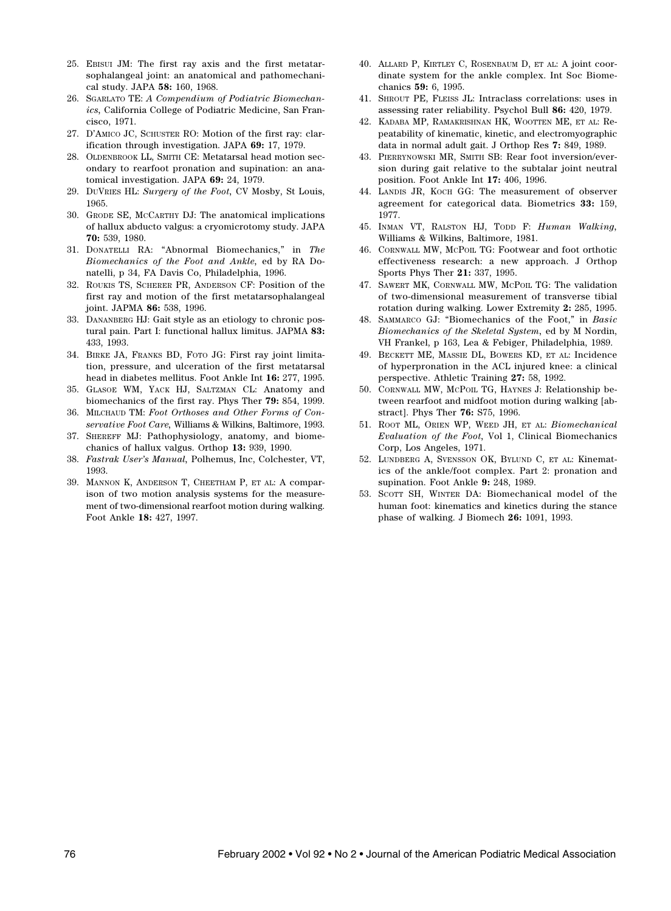25. Ebisui JM: The first ray axis and the first metatarsophalangeal joint: an anatomical and pathomechanical study. JAPA **58:** 160, 1968.
26. Sgarlato TE: *A Compendium of Podiatric Biomechanics*, California College of Podiatric Medicine, San Francisco, 1971.
27. D'Amico JC, Schuster RO: Motion of the first ray: clarification through investigation. JAPA **69:** 17, 1979.
28. Oldenbrook LL, Smith CE: Metatarsal head motion secondary to rearfoot pronation and supination: an anatomical investigation. JAPA **69:** 24, 1979.
29. DuVries HL: *Surgery of the Foot*, CV Mosby, St Louis, 1965.
30. Grode SE, McCarthy DJ: The anatomical implications of hallux abducto valgus: a cryomicrotomy study. JAPA **70:** 539, 1980.
31. Donatelli RA: "Abnormal Biomechanics," in *The Biomechanics of the Foot and Ankle*, ed by RA Donatelli, p 34, FA Davis Co, Philadelphia, 1996.
32. Roukis TS, Scherer PR, Anderson CF: Position of the first ray and motion of the first metatarsophalangeal joint. JAPMA **86:** 538, 1996.
33. Dananberg HJ: Gait style as an etiology to chronic postural pain. Part I: functional hallux limitus. JAPMA **83:** 433, 1993.
34. Birke JA, Franks BD, Foto JG: First ray joint limitation, pressure, and ulceration of the first metatarsal head in diabetes mellitus. Foot Ankle Int **16:** 277, 1995.
35. Glasoe WM, Yack HJ, Saltzman CL: Anatomy and biomechanics of the first ray. Phys Ther **79:** 854, 1999.
36. Milchaud TM: *Foot Orthoses and Other Forms of Conservative Foot Care*, Williams & Wilkins, Baltimore, 1993.
37. Shereff MJ: Pathophysiology, anatomy, and biomechanics of hallux valgus. Orthop **13:** 939, 1990.
38. *Fastrak User's Manual*, Polhemus, Inc, Colchester, VT, 1993.
39. Mannon K, Anderson T, Cheetham P, et al: A comparison of two motion analysis systems for the measurement of two-dimensional rearfoot motion during walking. Foot Ankle **18:** 427, 1997.
40. Allard P, Kirtley C, Rosenbaum D, et al: A joint coordinate system for the ankle complex. Int Soc Biomechanics **59:** 6, 1995.
41. Shrout PE, Fleiss JL: Intraclass correlations: uses in assessing rater reliability. Psychol Bull **86:** 420, 1979.
42. Kadaba MP, Ramakrishnan HK, Wootten ME, et al: Repeatability of kinematic, kinetic, and electromyographic data in normal adult gait. J Orthop Res **7:** 849, 1989.
43. Pierrynowski MR, Smith SB: Rear foot inversion/eversion during gait relative to the subtalar joint neutral position. Foot Ankle Int **17:** 406, 1996.
44. Landis JR, Koch GG: The measurement of observer agreement for categorical data. Biometrics **33:** 159, 1977.
45. Inman VT, Ralston HJ, Todd F: *Human Walking*, Williams & Wilkins, Baltimore, 1981.
46. Cornwall MW, McPoil TG: Footwear and foot orthotic effectiveness research: a new approach. J Orthop Sports Phys Ther **21:** 337, 1995.
47. Sawert MK, Cornwall MW, McPoil TG: The validation of two-dimensional measurement of transverse tibial rotation during walking. Lower Extremity **2:** 285, 1995.
48. Sammarco GJ: "Biomechanics of the Foot," in *Basic Biomechanics of the Skeletal System*, ed by M Nordin, VH Frankel, p 163, Lea & Febiger, Philadelphia, 1989.
49. Beckett ME, Massie DL, Bowers KD, et al: Incidence of hyperpronation in the ACL injured knee: a clinical perspective. Athletic Training **27:** 58, 1992.
50. Cornwall MW, McPoil TG, Haynes J: Relationship between rearfoot and midfoot motion during walking [abstract]. Phys Ther **76:** S75, 1996.
51. Root ML, Orien WP, Weed JH, et al: *Biomechanical Evaluation of the Foot*, Vol 1, Clinical Biomechanics Corp, Los Angeles, 1971.
52. Lundberg A, Svensson OK, Bylund C, et al: Kinematics of the ankle/foot complex. Part 2: pronation and supination. Foot Ankle **9:** 248, 1989.
53. Scott SH, Winter DA: Biomechanical model of the human foot: kinematics and kinetics during the stance phase of walking. J Biomech **26:** 1091, 1993.